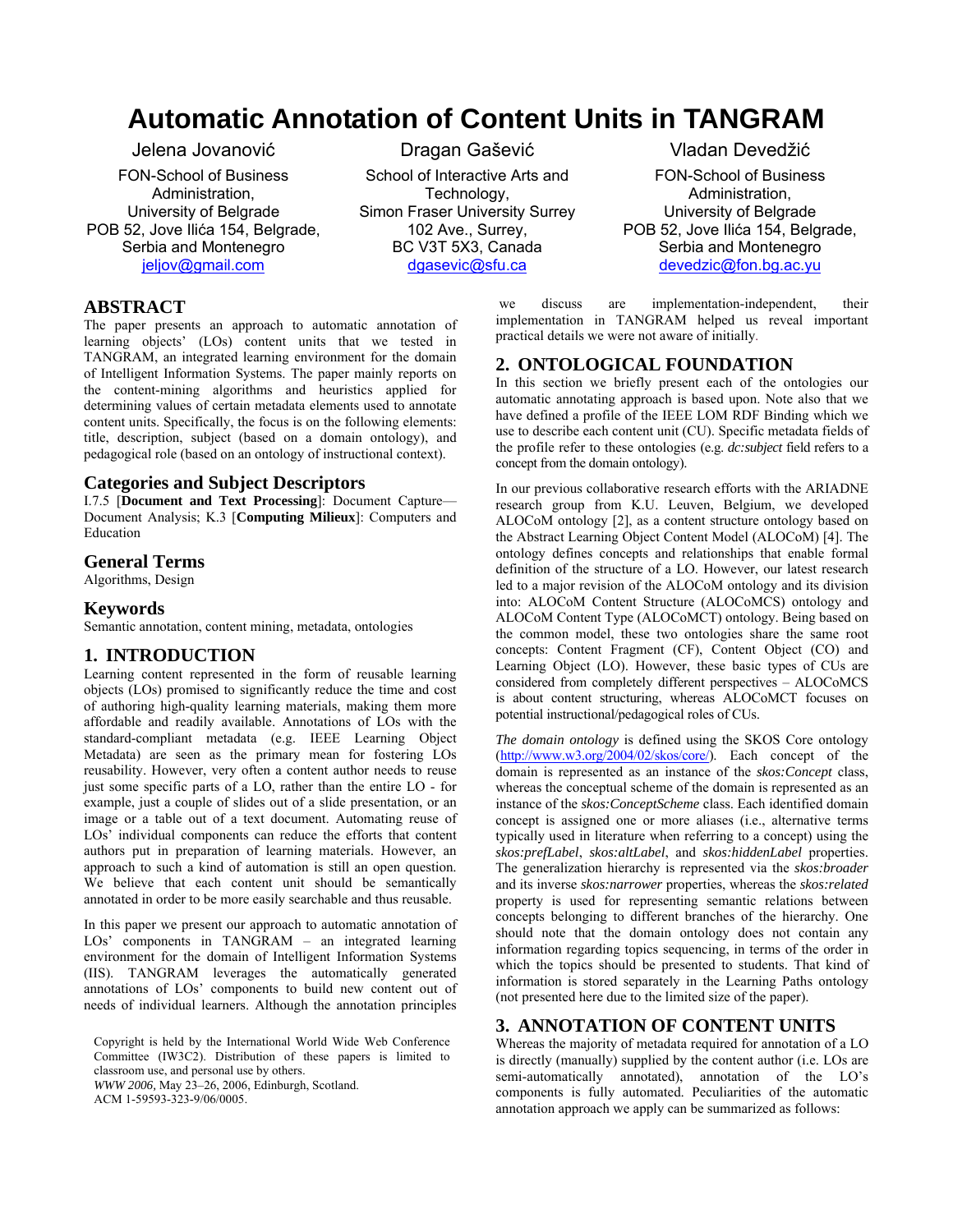# Automatic Annotation of Content Units in TANGRAM

Jelena Jovanović
FON-School of Business Administration,
University of Belgrade
POB 52, Jove Ilića 154, Belgrade, Serbia and Montenegro
jeljov@gmail.com

Dragan Gašević
School of Interactive Arts and Technology,
Simon Fraser University Surrey
102 Ave., Surrey,
BC V3T 5X3, Canada
dgasevic@sfu.ca

Vladan Devedžić
FON-School of Business Administration,
University of Belgrade
POB 52, Jove Ilića 154, Belgrade, Serbia and Montenegro
devedzic@fon.bg.ac.yu

## ABSTRACT

The paper presents an approach to automatic annotation of learning objects' (LOs) content units that we tested in TANGRAM, an integrated learning environment for the domain of Intelligent Information Systems. The paper mainly reports on the content-mining algorithms and heuristics applied for determining values of certain metadata elements used to annotate content units. Specifically, the focus is on the following elements: title, description, subject (based on a domain ontology), and pedagogical role (based on an ontology of instructional context).

## Categories and Subject Descriptors

I.7.5 [**Document and Text Processing**]: Document Capture—Document Analysis; K.3 [**Computing Milieux**]: Computers and Education

## General Terms

Algorithms, Design

## Keywords

Semantic annotation, content mining, metadata, ontologies

## 1. INTRODUCTION

Learning content represented in the form of reusable learning objects (LOs) promised to significantly reduce the time and cost of authoring high-quality learning materials, making them more affordable and readily available. Annotations of LOs with the standard-compliant metadata (e.g. IEEE Learning Object Metadata) are seen as the primary mean for fostering LOs reusability. However, very often a content author needs to reuse just some specific parts of a LO, rather than the entire LO - for example, just a couple of slides out of a slide presentation, or an image or a table out of a text document. Automating reuse of LOs' individual components can reduce the efforts that content authors put in preparation of learning materials. However, an approach to such a kind of automation is still an open question. We believe that each content unit should be semantically annotated in order to be more easily searchable and thus reusable.

In this paper we present our approach to automatic annotation of LOs' components in TANGRAM – an integrated learning environment for the domain of Intelligent Information Systems (IIS). TANGRAM leverages the automatically generated annotations of LOs' components to build new content out of needs of individual learners. Although the annotation principles we discuss are implementation-independent, their implementation in TANGRAM helped us reveal important practical details we were not aware of initially.

Copyright is held by the International World Wide Web Conference Committee (IW3C2). Distribution of these papers is limited to classroom use, and personal use by others.
*WWW 2006,* May 23–26, 2006, Edinburgh, Scotland.
ACM 1-59593-323-9/06/0005.

## 2. ONTOLOGICAL FOUNDATION

In this section we briefly present each of the ontologies our automatic annotating approach is based upon. Note also that we have defined a profile of the IEEE LOM RDF Binding which we use to describe each content unit (CU). Specific metadata fields of the profile refer to these ontologies (e.g. *dc:subject* field refers to a concept from the domain ontology).

In our previous collaborative research efforts with the ARIADNE research group from K.U. Leuven, Belgium, we developed ALOCoM ontology [2], as a content structure ontology based on the Abstract Learning Object Content Model (ALOCoM) [4]. The ontology defines concepts and relationships that enable formal definition of the structure of a LO. However, our latest research led to a major revision of the ALOCoM ontology and its division into: ALOCoM Content Structure (ALOCoMCS) ontology and ALOCoM Content Type (ALOCoMCT) ontology. Being based on the common model, these two ontologies share the same root concepts: Content Fragment (CF), Content Object (CO) and Learning Object (LO). However, these basic types of CUs are considered from completely different perspectives – ALOCoMCS is about content structuring, whereas ALOCoMCT focuses on potential instructional/pedagogical roles of CUs.

*The domain ontology* is defined using the SKOS Core ontology (http://www.w3.org/2004/02/skos/core/). Each concept of the domain is represented as an instance of the *skos:Concept* class, whereas the conceptual scheme of the domain is represented as an instance of the *skos:ConceptScheme* class. Each identified domain concept is assigned one or more aliases (i.e., alternative terms typically used in literature when referring to a concept) using the *skos:prefLabel*, *skos:altLabel*, and *skos:hiddenLabel* properties. The generalization hierarchy is represented via the *skos:broader* and its inverse *skos:narrower* properties, whereas the *skos:related* property is used for representing semantic relations between concepts belonging to different branches of the hierarchy. One should note that the domain ontology does not contain any information regarding topics sequencing, in terms of the order in which the topics should be presented to students. That kind of information is stored separately in the Learning Paths ontology (not presented here due to the limited size of the paper).

## 3. ANNOTATION OF CONTENT UNITS

Whereas the majority of metadata required for annotation of a LO is directly (manually) supplied by the content author (i.e. LOs are semi-automatically annotated), annotation of the LO's components is fully automated. Peculiarities of the automatic annotation approach we apply can be summarized as follows: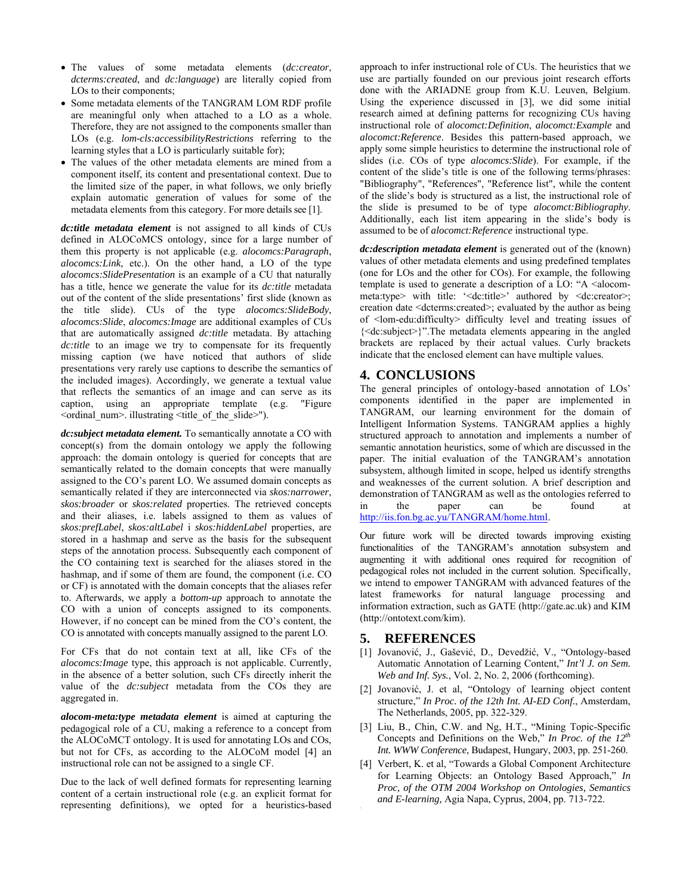- The values of some metadata elements (*dc:creator*, *dcterms:created*, and *dc:language*) are literally copied from LOs to their components;
- Some metadata elements of the TANGRAM LOM RDF profile are meaningful only when attached to a LO as a whole. Therefore, they are not assigned to the components smaller than LOs (e.g. *lom-cls:accessibilityRestrictions* referring to the learning styles that a LO is particularly suitable for);
- The values of the other metadata elements are mined from a component itself, its content and presentational context. Due to the limited size of the paper, in what follows, we only briefly explain automatic generation of values for some of the metadata elements from this category. For more details see [1].

***dc:title* metadata element** is not assigned to all kinds of CUs defined in ALOCoMCS ontology, since for a large number of them this property is not applicable (e.g. *alocomcs:Paragraph*, *alocomcs:Link*, etc.). On the other hand, a LO of the type *alocomcs:SlidePresentation* is an example of a CU that naturally has a title, hence we generate the value for its *dc:title* metadata out of the content of the slide presentations' first slide (known as the title slide). CUs of the type *alocomcs:SlideBody*, *alocomcs:Slide*, *alocomcs:Image* are additional examples of CUs that are automatically assigned *dc:title* metadata. By attaching *dc:title* to an image we try to compensate for its frequently missing caption (we have noticed that authors of slide presentations very rarely use captions to describe the semantics of the included images). Accordingly, we generate a textual value that reflects the semantics of an image and can serve as its caption, using an appropriate template (e.g. "Figure <ordinal_num>. illustrating <title_of_the_slide>").

***dc:subject* metadata element.** To semantically annotate a CO with concept(s) from the domain ontology we apply the following approach: the domain ontology is queried for concepts that are semantically related to the domain concepts that were manually assigned to the CO's parent LO. We assumed domain concepts as semantically related if they are interconnected via *skos:narrower*, *skos:broader* or *skos:related* properties. The retrieved concepts and their aliases, i.e. labels assigned to them as values of *skos:prefLabel*, *skos:altLabel* i *skos:hiddenLabel* properties, are stored in a hashmap and serve as the basis for the subsequent steps of the annotation process. Subsequently each component of the CO containing text is searched for the aliases stored in the hashmap, and if some of them are found, the component (i.e. CO or CF) is annotated with the domain concepts that the aliases refer to. Afterwards, we apply a *bottom-up* approach to annotate the CO with a union of concepts assigned to its components. However, if no concept can be mined from the CO's content, the CO is annotated with concepts manually assigned to the parent LO.

For CFs that do not contain text at all, like CFs of the *alocomcs:Image* type, this approach is not applicable. Currently, in the absence of a better solution, such CFs directly inherit the value of the *dc:subject* metadata from the COs they are aggregated in.

***alocom-meta:type* metadata element** is aimed at capturing the pedagogical role of a CU, making a reference to a concept from the ALOCoMCT ontology. It is used for annotating LOs and COs, but not for CFs, as according to the ALOCoM model [4] an instructional role can not be assigned to a single CF.

Due to the lack of well defined formats for representing learning content of a certain instructional role (e.g. an explicit format for representing definitions), we opted for a heuristics-based approach to infer instructional role of CUs. The heuristics that we use are partially founded on our previous joint research efforts done with the ARIADNE group from K.U. Leuven, Belgium. Using the experience discussed in [3], we did some initial research aimed at defining patterns for recognizing CUs having instructional role of *alocomct:Definition*, *alocomct:Example* and *alocomct:Reference*. Besides this pattern-based approach, we apply some simple heuristics to determine the instructional role of slides (i.e. COs of type *alocomcs:Slide*). For example, if the content of the slide's title is one of the following terms/phrases: "Bibliography", "References", "Reference list", while the content of the slide's body is structured as a list, the instructional role of the slide is presumed to be of type *alocomct:Bibliography*. Additionally, each list item appearing in the slide's body is assumed to be of *alocomct:Reference* instructional type.

***dc:description* metadata element** is generated out of the (known) values of other metadata elements and using predefined templates (one for LOs and the other for COs). For example, the following template is used to generate a description of a LO: "A <alocom-meta:type> with title: '<dc:title>' authored by <dc:creator>; creation date <dcterms:created>; evaluated by the author as being of <lom-edu:difficulty> difficulty level and treating issues of {<dc:subject>}".The metadata elements appearing in the angled brackets are replaced by their actual values. Curly brackets indicate that the enclosed element can have multiple values.

## 4. CONCLUSIONS

The general principles of ontology-based annotation of LOs' components identified in the paper are implemented in TANGRAM, our learning environment for the domain of Intelligent Information Systems. TANGRAM applies a highly structured approach to annotation and implements a number of semantic annotation heuristics, some of which are discussed in the paper. The initial evaluation of the TANGRAM's annotation subsystem, although limited in scope, helped us identify strengths and weaknesses of the current solution. A brief description and demonstration of TANGRAM as well as the ontologies referred to in the paper can be found at http://iis.fon.bg.ac.yu/TANGRAM/home.html.

Our future work will be directed towards improving existing functionalities of the TANGRAM's annotation subsystem and augmenting it with additional ones required for recognition of pedagogical roles not included in the current solution. Specifically, we intend to empower TANGRAM with advanced features of the latest frameworks for natural language processing and information extraction, such as GATE (http://gate.ac.uk) and KIM (http://ontotext.com/kim).

## 5. REFERENCES

[1] Jovanović, J., Gašević, D., Devedžić, V., "Ontology-based Automatic Annotation of Learning Content," *Int'l J. on Sem. Web and Inf. Sys.*, Vol. 2, No. 2, 2006 (forthcoming).

[2] Jovanović, J. et al, "Ontology of learning object content structure," *In Proc. of the 12th Int. AI-ED Conf.*, Amsterdam, The Netherlands, 2005, pp. 322-329.

[3] Liu, B., Chin, C.W. and Ng, H.T., "Mining Topic-Specific Concepts and Definitions on the Web," *In Proc. of the 12th Int. WWW Conference*, Budapest, Hungary, 2003, pp. 251-260.

[4] Verbert, K. et al, "Towards a Global Component Architecture for Learning Objects: an Ontology Based Approach," *In Proc, of the OTM 2004 Workshop on Ontologies, Semantics and E-learning,* Agia Napa, Cyprus, 2004, pp. 713-722.